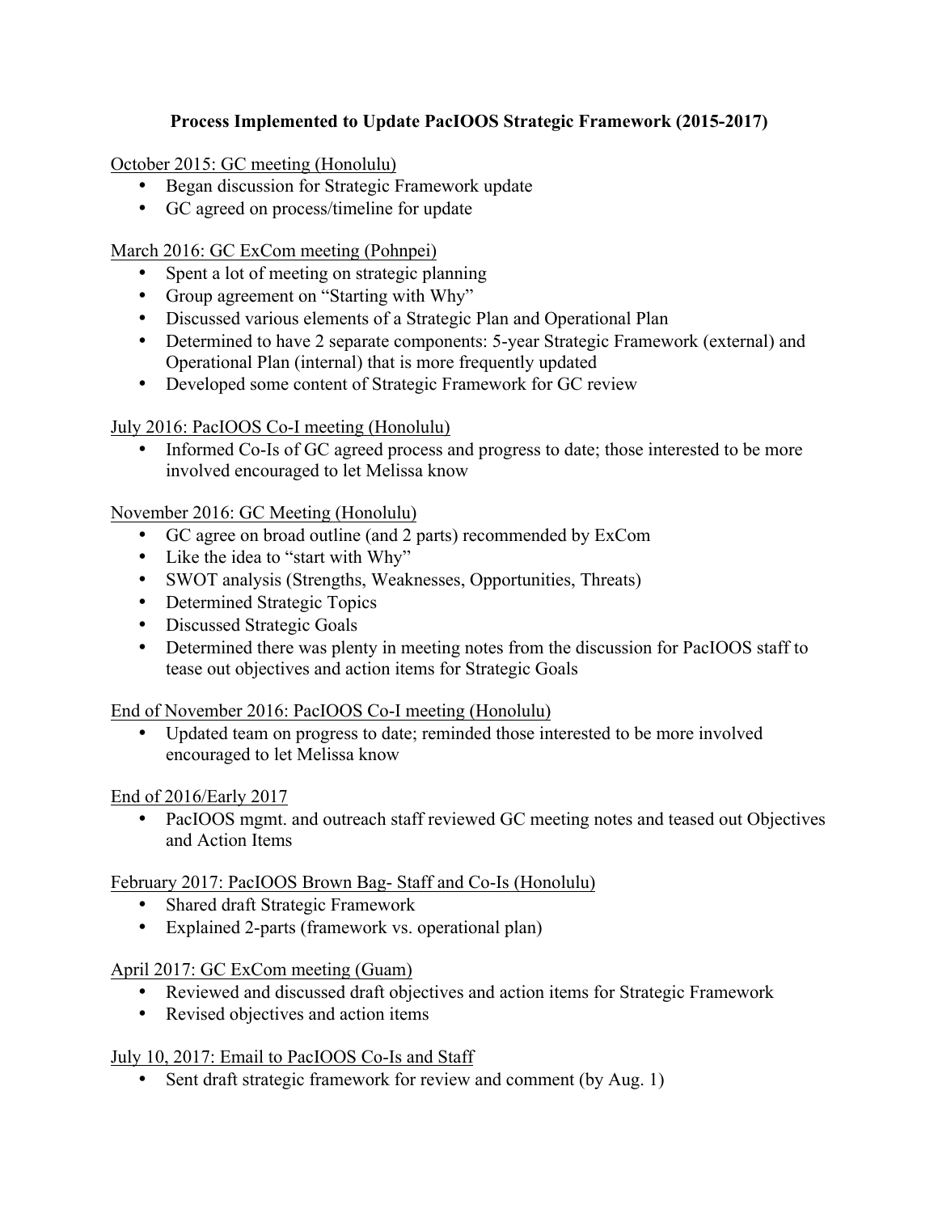# Process Implemented to Update PacIOOS Strategic Framework (2015-2017)

<u>October 2015: GC meeting (Honolulu)</u>

- Began discussion for Strategic Framework update
- GC agreed on process/timeline for update

<u>March 2016: GC ExCom meeting (Pohnpei)</u>

- Spent a lot of meeting on strategic planning
- Group agreement on "Starting with Why"
- Discussed various elements of a Strategic Plan and Operational Plan
- Determined to have 2 separate components: 5-year Strategic Framework (external) and Operational Plan (internal) that is more frequently updated
- Developed some content of Strategic Framework for GC review

<u>July 2016: PacIOOS Co-I meeting (Honolulu)</u>

- Informed Co-Is of GC agreed process and progress to date; those interested to be more involved encouraged to let Melissa know

<u>November 2016: GC Meeting (Honolulu)</u>

- GC agree on broad outline (and 2 parts) recommended by ExCom
- Like the idea to "start with Why"
- SWOT analysis (Strengths, Weaknesses, Opportunities, Threats)
- Determined Strategic Topics
- Discussed Strategic Goals
- Determined there was plenty in meeting notes from the discussion for PacIOOS staff to tease out objectives and action items for Strategic Goals

<u>End of November 2016: PacIOOS Co-I meeting (Honolulu)</u>

- Updated team on progress to date; reminded those interested to be more involved encouraged to let Melissa know

<u>End of 2016/Early 2017</u>

- PacIOOS mgmt. and outreach staff reviewed GC meeting notes and teased out Objectives and Action Items

<u>February 2017: PacIOOS Brown Bag- Staff and Co-Is (Honolulu)</u>

- Shared draft Strategic Framework
- Explained 2-parts (framework vs. operational plan)

<u>April 2017: GC ExCom meeting (Guam)</u>

- Reviewed and discussed draft objectives and action items for Strategic Framework
- Revised objectives and action items

<u>July 10, 2017: Email to PacIOOS Co-Is and Staff</u>

- Sent draft strategic framework for review and comment (by Aug. 1)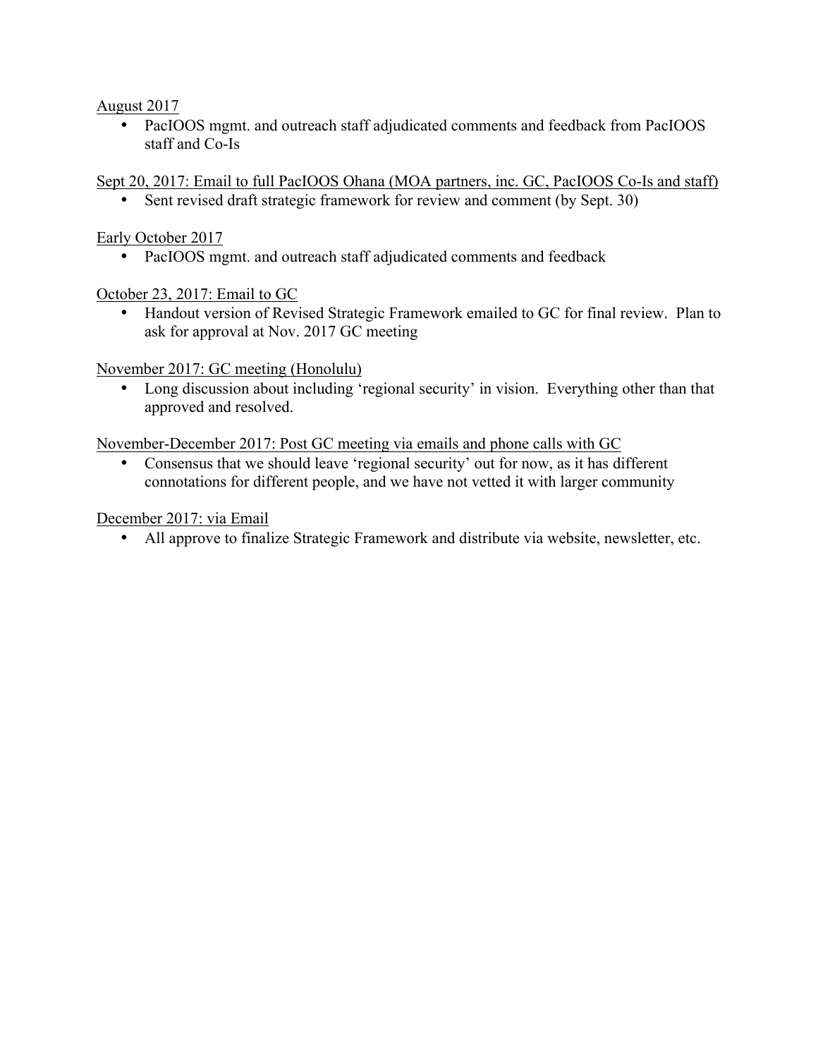<u>August 2017</u>

- PacIOOS mgmt. and outreach staff adjudicated comments and feedback from PacIOOS staff and Co-Is

<u>Sept 20, 2017: Email to full PacIOOS Ohana (MOA partners, inc. GC, PacIOOS Co-Is and staff)</u>

- Sent revised draft strategic framework for review and comment (by Sept. 30)

<u>Early October 2017</u>

- PacIOOS mgmt. and outreach staff adjudicated comments and feedback

<u>October 23, 2017: Email to GC</u>

- Handout version of Revised Strategic Framework emailed to GC for final review. Plan to ask for approval at Nov. 2017 GC meeting

<u>November 2017: GC meeting (Honolulu)</u>

- Long discussion about including 'regional security' in vision. Everything other than that approved and resolved.

<u>November-December 2017: Post GC meeting via emails and phone calls with GC</u>

- Consensus that we should leave 'regional security' out for now, as it has different connotations for different people, and we have not vetted it with larger community

<u>December 2017: via Email</u>

- All approve to finalize Strategic Framework and distribute via website, newsletter, etc.